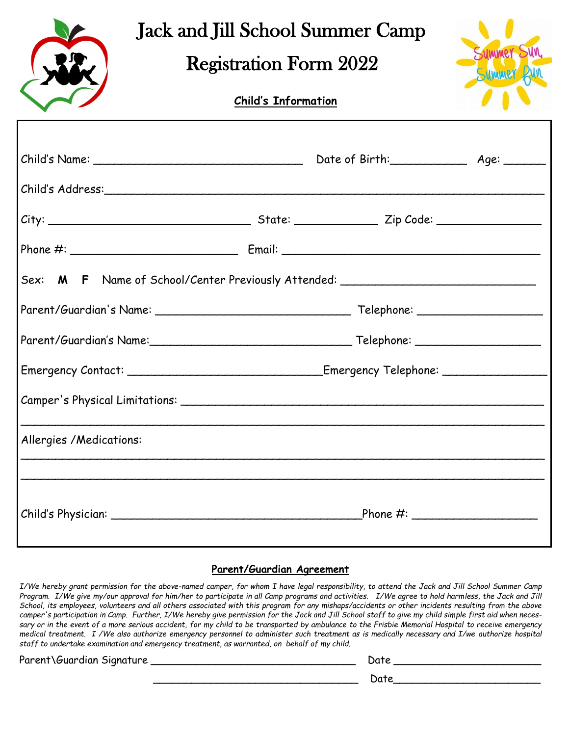# Jack and Jill School Summer Camp

# Registration Form 2022

Summer Sun, Summer Fun

**Child's Information**

Child's Name: ______________________________ Date of Birth:___________ Age: ______

Child's Address:_______________________________________________________________

City: _____________________________ State: ____________ Zip Code: _______________

Phone #: ________________________ Email: ______________________________________

Sex: **M F** Name of School/Center Previously Attended: ___________________________

Parent/Guardian's Name: ____________________________ Telephone: __________________

Parent/Guardian's Name:_____________________________ Telephone: __________________

Emergency Contact: ____________________________Emergency Telephone: _______________

Camper's Physical Limitations: ___________________________________________________

_____________________________________________________________________________

Allergies /Medications:

_____________________________________________________________________________

_____________________________________________________________________________

Child's Physician: ____________________________________Phone #: __________________

**Parent/Guardian Agreement**

*I/We hereby grant permission for the above-named camper, for whom I have legal responsibility, to attend the Jack and Jill School Summer Camp Program. I/We give my/our approval for him/her to participate in all Camp programs and activities. I/We agree to hold harmless, the Jack and Jill School, its employees, volunteers and all others associated with this program for any mishaps/accidents or other incidents resulting from the above camper's participation in Camp. Further, I/We hereby give permission for the Jack and Jill School staff to give my child simple first aid when necessary or in the event of a more serious accident, for my child to be transported by ambulance to the Frisbie Memorial Hospital to receive emergency medical treatment. I /We also authorize emergency personnel to administer such treatment as is medically necessary and I/we authorize hospital staff to undertake examination and emergency treatment, as warranted, on behalf of my child.*

Parent\Guardian Signature ________________________________ Date ______________________

________________________________ Date______________________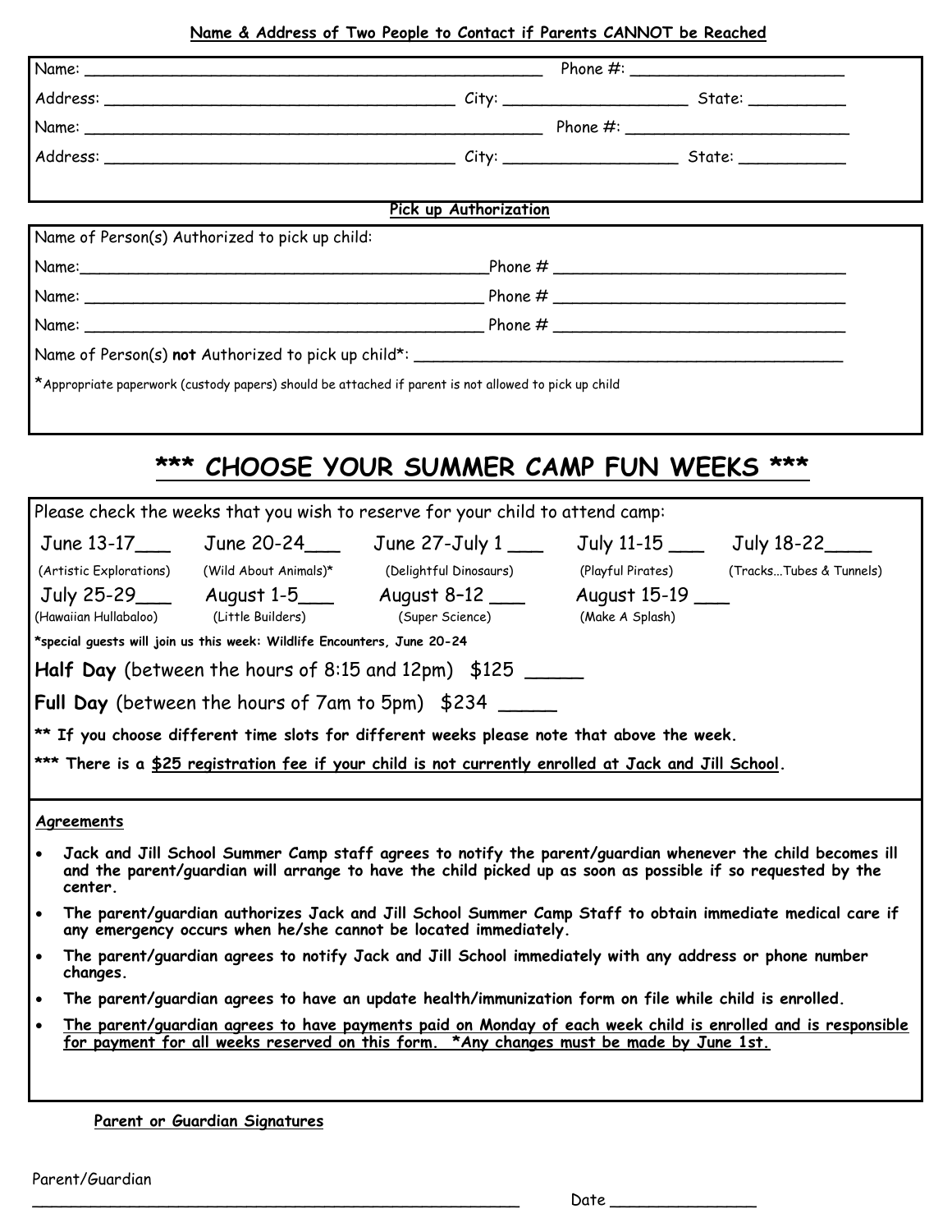**Name & Address of Two People to Contact if Parents CANNOT be Reached**

Name: ______________________________________________ Phone #: ______________________

Address: ____________________________________ City: ___________________ State: __________

Name: ______________________________________________ Phone #: _______________________

Address: _____________________________________ City: __________________ State: ___________

**Pick up Authorization**

Name of Person(s) Authorized to pick up child:

Name:_______________________________________________Phone # ______________________________

Name: ______________________________________________ Phone # ______________________________

Name: ______________________________________________ Phone # ______________________________

Name of Person(s) **not** Authorized to pick up child*: _____________________________________________

*Appropriate paperwork (custody papers) should be attached if parent is not allowed to pick up child

# *** CHOOSE YOUR SUMMER CAMP FUN WEEKS ***

Please check the weeks that you wish to reserve for your child to attend camp:

| | | | | |
|---|---|---|---|---|
| June 13-17___ (Artistic Explorations) | June 20-24___ (Wild About Animals)* | June 27-July 1 ___ (Delightful Dinosaurs) | July 11-15 ___ (Playful Pirates) | July 18-22____ (Tracks...Tubes & Tunnels) |
| July 25-29___ (Hawaiian Hullabaloo) | August 1-5___ (Little Builders) | August 8–12 ___ (Super Science) | August 15-19 ___ (Make A Splash) | |

***special guests will join us this week: Wildlife Encounters, June 20-24**

**Half Day** (between the hours of 8:15 and 12pm) $125 _____

**Full Day** (between the hours of 7am to 5pm) $234 _____

**** If you choose different time slots for different weeks please note that above the week.**

***** There is a $25 registration fee if your child is not currently enrolled at Jack and Jill School.**

**Agreements**

- **Jack and Jill School Summer Camp staff agrees to notify the parent/guardian whenever the child becomes ill and the parent/guardian will arrange to have the child picked up as soon as possible if so requested by the center.**
- **The parent/guardian authorizes Jack and Jill School Summer Camp Staff to obtain immediate medical care if any emergency occurs when he/she cannot be located immediately.**
- **The parent/guardian agrees to notify Jack and Jill School immediately with any address or phone number changes.**
- **The parent/guardian agrees to have an update health/immunization form on file while child is enrolled.**
- **The parent/guardian agrees to have payments paid on Monday of each week child is enrolled and is responsible for payment for all weeks reserved on this form. *Any changes must be made by June 1st.**

**Parent or Guardian Signatures**

Parent/Guardian

_____________________________________________________ Date _______________